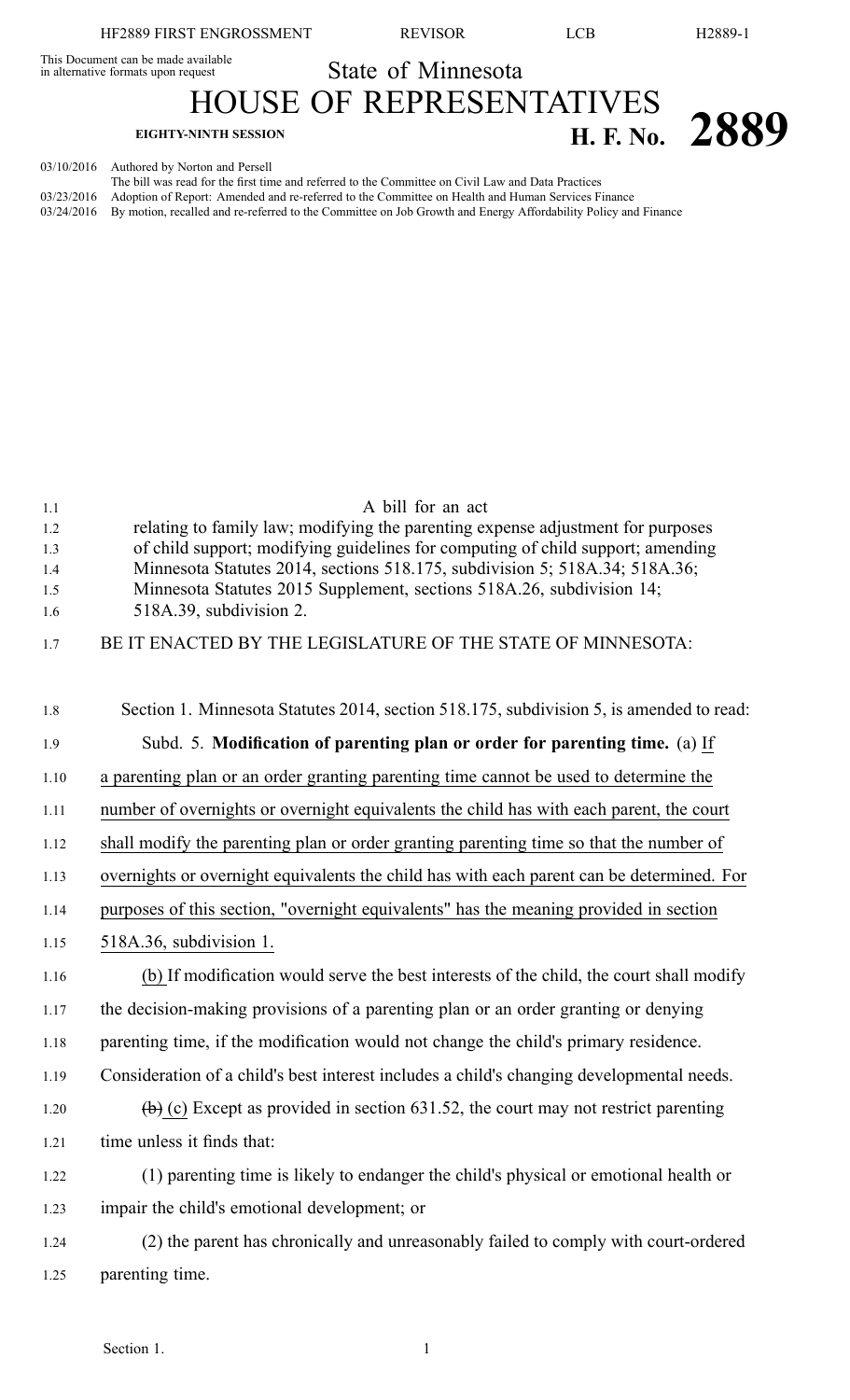This Document can be made available in alternative formats upon request

# State of Minnesota

# HOUSE OF REPRESENTATIVES

**EIGHTY-NINTH SESSION**

# H. F. No. 2889

03/10/2016 Authored by Norton and Persell

The bill was read for the first time and referred to the Committee on Civil Law and Data Practices

03/23/2016 Adoption of Report: Amended and re-referred to the Committee on Health and Human Services Finance

03/24/2016 By motion, recalled and re-referred to the Committee on Job Growth and Energy Affordability Policy and Finance

A bill for an act

relating to family law; modifying the parenting expense adjustment for purposes of child support; modifying guidelines for computing of child support; amending Minnesota Statutes 2014, sections 518.175, subdivision 5; 518A.34; 518A.36; Minnesota Statutes 2015 Supplement, sections 518A.26, subdivision 14; 518A.39, subdivision 2.

BE IT ENACTED BY THE LEGISLATURE OF THE STATE OF MINNESOTA:

Section 1. Minnesota Statutes 2014, section 518.175, subdivision 5, is amended to read:

Subd. 5. **Modification of parenting plan or order for parenting time.** (a) If a parenting plan or an order granting parenting time cannot be used to determine the number of overnights or overnight equivalents the child has with each parent, the court shall modify the parenting plan or order granting parenting time so that the number of overnights or overnight equivalents the child has with each parent can be determined. For purposes of this section, "overnight equivalents" has the meaning provided in section 518A.36, subdivision 1.

(b) If modification would serve the best interests of the child, the court shall modify the decision-making provisions of a parenting plan or an order granting or denying parenting time, if the modification would not change the child's primary residence. Consideration of a child's best interest includes a child's changing developmental needs.

~~(b)~~ (c) Except as provided in section 631.52, the court may not restrict parenting time unless it finds that:

(1) parenting time is likely to endanger the child's physical or emotional health or impair the child's emotional development; or

(2) the parent has chronically and unreasonably failed to comply with court-ordered parenting time.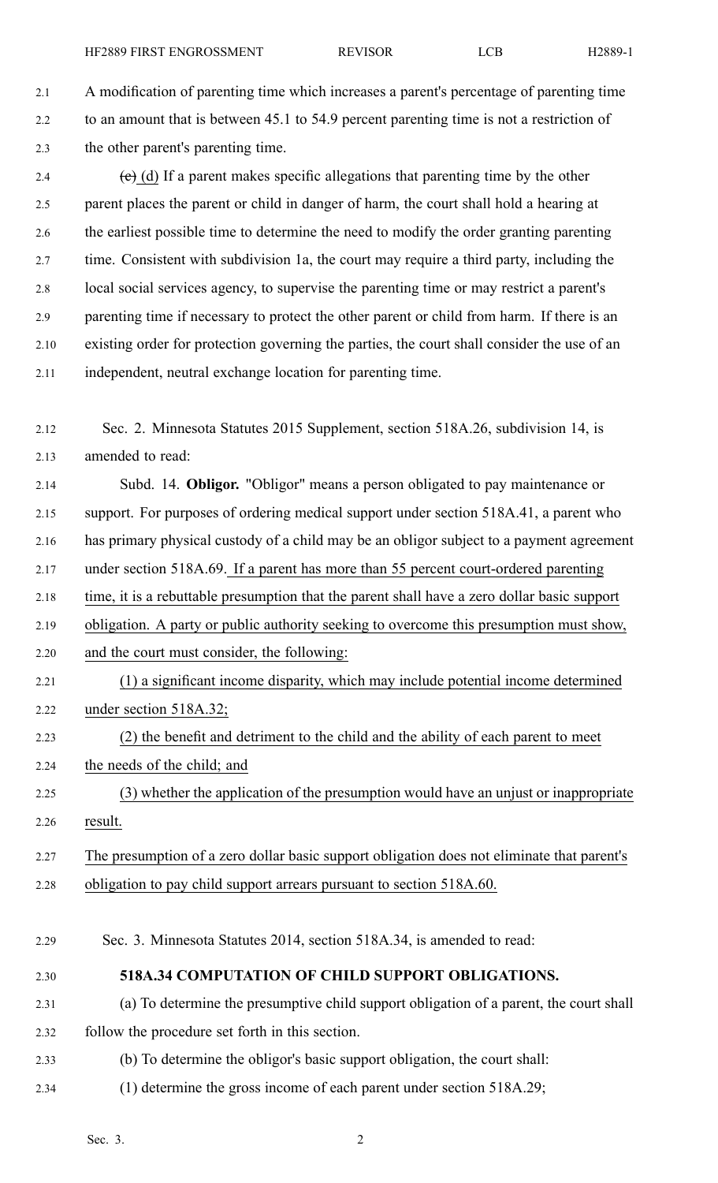A modification of parenting time which increases a parent's percentage of parenting time to an amount that is between 45.1 to 54.9 percent parenting time is not a restriction of the other parent's parenting time.

~~(c)~~ (d) If a parent makes specific allegations that parenting time by the other parent places the parent or child in danger of harm, the court shall hold a hearing at the earliest possible time to determine the need to modify the order granting parenting time. Consistent with subdivision 1a, the court may require a third party, including the local social services agency, to supervise the parenting time or may restrict a parent's parenting time if necessary to protect the other parent or child from harm. If there is an existing order for protection governing the parties, the court shall consider the use of an independent, neutral exchange location for parenting time.

Sec. 2. Minnesota Statutes 2015 Supplement, section 518A.26, subdivision 14, is amended to read:

Subd. 14. **Obligor.** "Obligor" means a person obligated to pay maintenance or support. For purposes of ordering medical support under section 518A.41, a parent who has primary physical custody of a child may be an obligor subject to a payment agreement under section 518A.69. If a parent has more than 55 percent court-ordered parenting time, it is a rebuttable presumption that the parent shall have a zero dollar basic support obligation. A party or public authority seeking to overcome this presumption must show, and the court must consider, the following:

(1) a significant income disparity, which may include potential income determined under section 518A.32;

(2) the benefit and detriment to the child and the ability of each parent to meet the needs of the child; and

(3) whether the application of the presumption would have an unjust or inappropriate result.

The presumption of a zero dollar basic support obligation does not eliminate that parent's obligation to pay child support arrears pursuant to section 518A.60.

Sec. 3. Minnesota Statutes 2014, section 518A.34, is amended to read:

**518A.34 COMPUTATION OF CHILD SUPPORT OBLIGATIONS.**

(a) To determine the presumptive child support obligation of a parent, the court shall follow the procedure set forth in this section.

(b) To determine the obligor's basic support obligation, the court shall:

(1) determine the gross income of each parent under section 518A.29;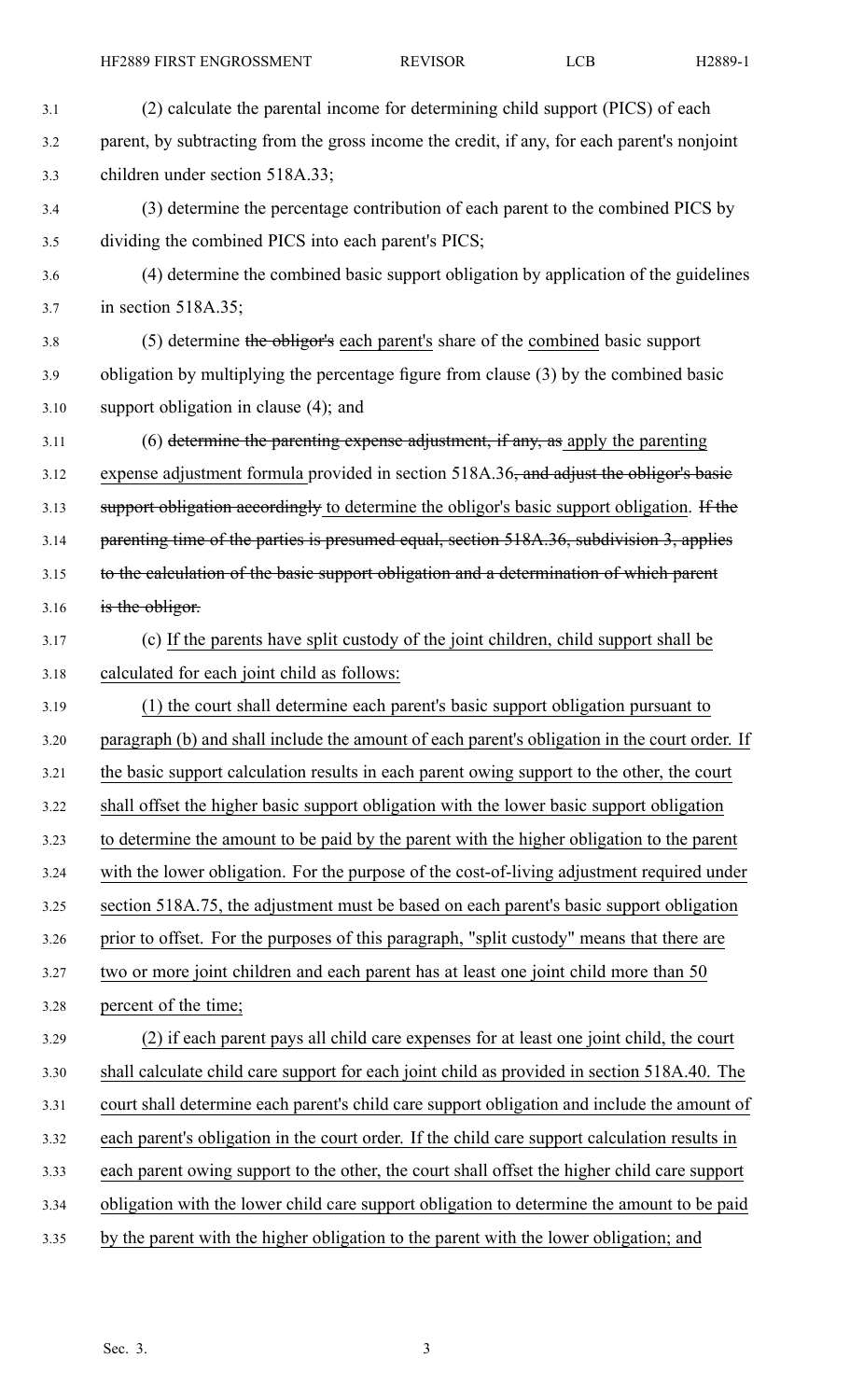(2) calculate the parental income for determining child support (PICS) of each parent, by subtracting from the gross income the credit, if any, for each parent's nonjoint children under section 518A.33;

(3) determine the percentage contribution of each parent to the combined PICS by dividing the combined PICS into each parent's PICS;

(4) determine the combined basic support obligation by application of the guidelines in section 518A.35;

(5) determine ~~the obligor's~~ each parent's share of the combined basic support obligation by multiplying the percentage figure from clause (3) by the combined basic support obligation in clause (4); and

(6) ~~determine the parenting expense adjustment, if any, as~~ apply the parenting expense adjustment formula provided in section 518A.36~~, and adjust the obligor's basic support obligation accordingly~~ to determine the obligor's basic support obligation. ~~If the parenting time of the parties is presumed equal, section 518A.36, subdivision 3, applies to the calculation of the basic support obligation and a determination of which parent is the obligor.~~

(c) If the parents have split custody of the joint children, child support shall be calculated for each joint child as follows:

(1) the court shall determine each parent's basic support obligation pursuant to paragraph (b) and shall include the amount of each parent's obligation in the court order. If the basic support calculation results in each parent owing support to the other, the court shall offset the higher basic support obligation with the lower basic support obligation to determine the amount to be paid by the parent with the higher obligation to the parent with the lower obligation. For the purpose of the cost-of-living adjustment required under section 518A.75, the adjustment must be based on each parent's basic support obligation prior to offset. For the purposes of this paragraph, "split custody" means that there are two or more joint children and each parent has at least one joint child more than 50 percent of the time;

(2) if each parent pays all child care expenses for at least one joint child, the court shall calculate child care support for each joint child as provided in section 518A.40. The court shall determine each parent's child care support obligation and include the amount of each parent's obligation in the court order. If the child care support calculation results in each parent owing support to the other, the court shall offset the higher child care support obligation with the lower child care support obligation to determine the amount to be paid by the parent with the higher obligation to the parent with the lower obligation; and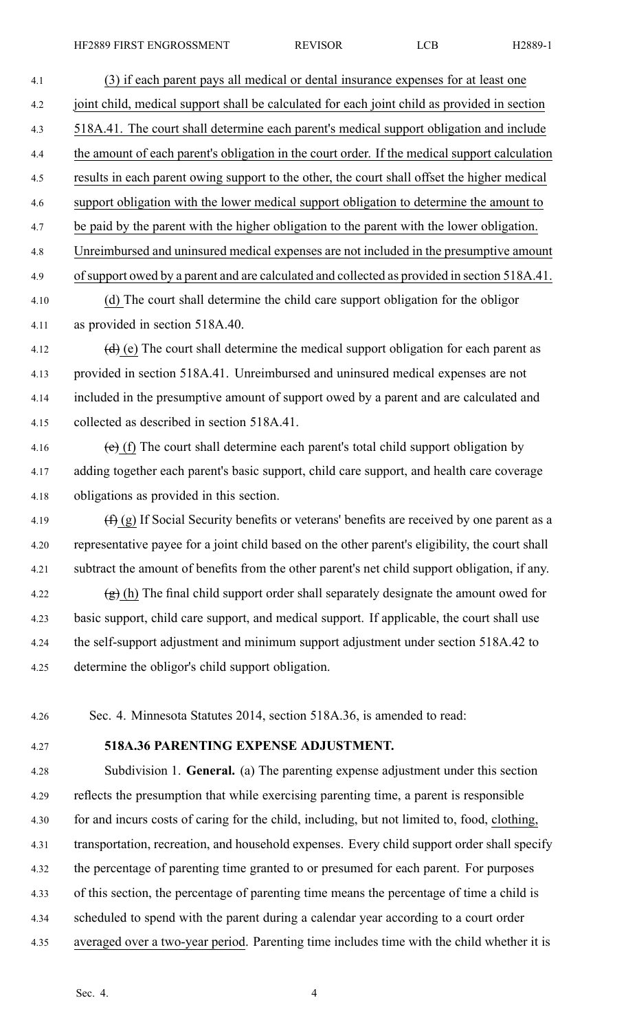(3) if each parent pays all medical or dental insurance expenses for at least one joint child, medical support shall be calculated for each joint child as provided in section 518A.41. The court shall determine each parent's medical support obligation and include the amount of each parent's obligation in the court order. If the medical support calculation results in each parent owing support to the other, the court shall offset the higher medical support obligation with the lower medical support obligation to determine the amount to be paid by the parent with the higher obligation to the parent with the lower obligation. Unreimbursed and uninsured medical expenses are not included in the presumptive amount of support owed by a parent and are calculated and collected as provided in section 518A.41.

(d) The court shall determine the child care support obligation for the obligor as provided in section 518A.40.

~~(d)~~ (e) The court shall determine the medical support obligation for each parent as provided in section 518A.41. Unreimbursed and uninsured medical expenses are not included in the presumptive amount of support owed by a parent and are calculated and collected as described in section 518A.41.

~~(e)~~ (f) The court shall determine each parent's total child support obligation by adding together each parent's basic support, child care support, and health care coverage obligations as provided in this section.

~~(f)~~ (g) If Social Security benefits or veterans' benefits are received by one parent as a representative payee for a joint child based on the other parent's eligibility, the court shall subtract the amount of benefits from the other parent's net child support obligation, if any.

~~(g)~~ (h) The final child support order shall separately designate the amount owed for basic support, child care support, and medical support. If applicable, the court shall use the self-support adjustment and minimum support adjustment under section 518A.42 to determine the obligor's child support obligation.

Sec. 4. Minnesota Statutes 2014, section 518A.36, is amended to read:

**518A.36 PARENTING EXPENSE ADJUSTMENT.**

Subdivision 1. **General.** (a) The parenting expense adjustment under this section reflects the presumption that while exercising parenting time, a parent is responsible for and incurs costs of caring for the child, including, but not limited to, food, clothing, transportation, recreation, and household expenses. Every child support order shall specify the percentage of parenting time granted to or presumed for each parent. For purposes of this section, the percentage of parenting time means the percentage of time a child is scheduled to spend with the parent during a calendar year according to a court order averaged over a two-year period. Parenting time includes time with the child whether it is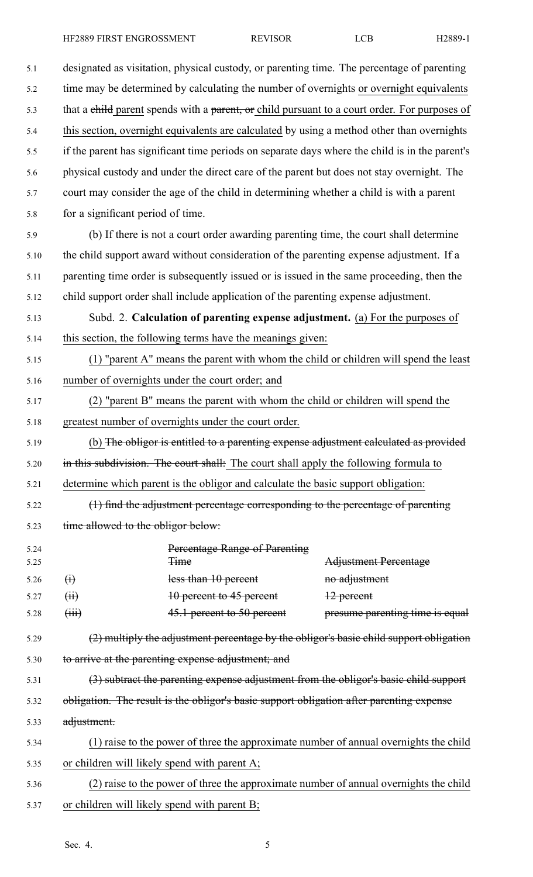designated as visitation, physical custody, or parenting time. The percentage of parenting time may be determined by calculating the number of overnights or overnight equivalents that a ~~child~~ parent spends with a ~~parent, or~~ child pursuant to a court order. For purposes of this section, overnight equivalents are calculated by using a method other than overnights if the parent has significant time periods on separate days where the child is in the parent's physical custody and under the direct care of the parent but does not stay overnight. The court may consider the age of the child in determining whether a child is with a parent for a significant period of time.

(b) If there is not a court order awarding parenting time, the court shall determine the child support award without consideration of the parenting expense adjustment. If a parenting time order is subsequently issued or is issued in the same proceeding, then the child support order shall include application of the parenting expense adjustment.

Subd. 2. **Calculation of parenting expense adjustment.** (a) For the purposes of this section, the following terms have the meanings given:

(1) "parent A" means the parent with whom the child or children will spend the least number of overnights under the court order; and

(2) "parent B" means the parent with whom the child or children will spend the greatest number of overnights under the court order.

(b) ~~The obligor is entitled to a parenting expense adjustment calculated as provided in this subdivision. The court shall:~~ The court shall apply the following formula to determine which parent is the obligor and calculate the basic support obligation:

~~(1) find the adjustment percentage corresponding to the percentage of parenting time allowed to the obligor below:~~

| | ~~Percentage Range of Parenting Time~~ | ~~Adjustment Percentage~~ |
|---|---|---|
| ~~(i)~~ | ~~less than 10 percent~~ | ~~no adjustment~~ |
| ~~(ii)~~ | ~~10 percent to 45 percent~~ | ~~12 percent~~ |
| ~~(iii)~~ | ~~45.1 percent to 50 percent~~ | ~~presume parenting time is equal~~ |

~~(2) multiply the adjustment percentage by the obligor's basic child support obligation to arrive at the parenting expense adjustment; and~~

~~(3) subtract the parenting expense adjustment from the obligor's basic child support obligation. The result is the obligor's basic support obligation after parenting expense adjustment.~~

(1) raise to the power of three the approximate number of annual overnights the child or children will likely spend with parent A;

(2) raise to the power of three the approximate number of annual overnights the child or children will likely spend with parent B;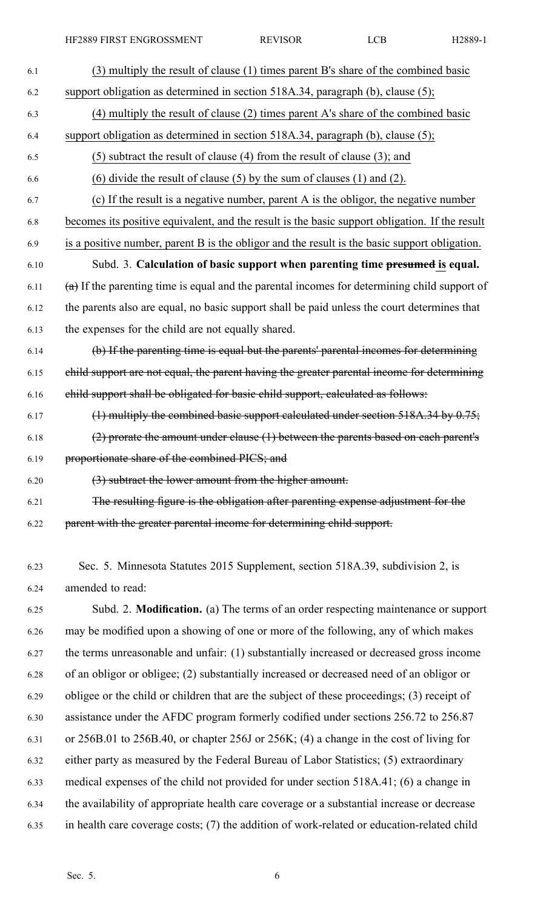(3) multiply the result of clause (1) times parent B's share of the combined basic support obligation as determined in section 518A.34, paragraph (b), clause (5);

(4) multiply the result of clause (2) times parent A's share of the combined basic support obligation as determined in section 518A.34, paragraph (b), clause (5);

(5) subtract the result of clause (4) from the result of clause (3); and

(6) divide the result of clause (5) by the sum of clauses (1) and (2).

(c) If the result is a negative number, parent A is the obligor, the negative number becomes its positive equivalent, and the result is the basic support obligation. If the result is a positive number, parent B is the obligor and the result is the basic support obligation.

Subd. 3. **Calculation of basic support when parenting time ~~presumed~~ is equal.** ~~(a)~~ If the parenting time is equal and the parental incomes for determining child support of the parents also are equal, no basic support shall be paid unless the court determines that the expenses for the child are not equally shared.

~~(b) If the parenting time is equal but the parents' parental incomes for determining child support are not equal, the parent having the greater parental income for determining child support shall be obligated for basic child support, calculated as follows:~~

~~(1) multiply the combined basic support calculated under section 518A.34 by 0.75;~~

~~(2) prorate the amount under clause (1) between the parents based on each parent's proportionate share of the combined PICS; and~~

~~(3) subtract the lower amount from the higher amount.~~

~~The resulting figure is the obligation after parenting expense adjustment for the parent with the greater parental income for determining child support.~~

Sec. 5. Minnesota Statutes 2015 Supplement, section 518A.39, subdivision 2, is amended to read:

Subd. 2. **Modification.** (a) The terms of an order respecting maintenance or support may be modified upon a showing of one or more of the following, any of which makes the terms unreasonable and unfair: (1) substantially increased or decreased gross income of an obligor or obligee; (2) substantially increased or decreased need of an obligor or obligee or the child or children that are the subject of these proceedings; (3) receipt of assistance under the AFDC program formerly codified under sections 256.72 to 256.87 or 256B.01 to 256B.40, or chapter 256J or 256K; (4) a change in the cost of living for either party as measured by the Federal Bureau of Labor Statistics; (5) extraordinary medical expenses of the child not provided for under section 518A.41; (6) a change in the availability of appropriate health care coverage or a substantial increase or decrease in health care coverage costs; (7) the addition of work-related or education-related child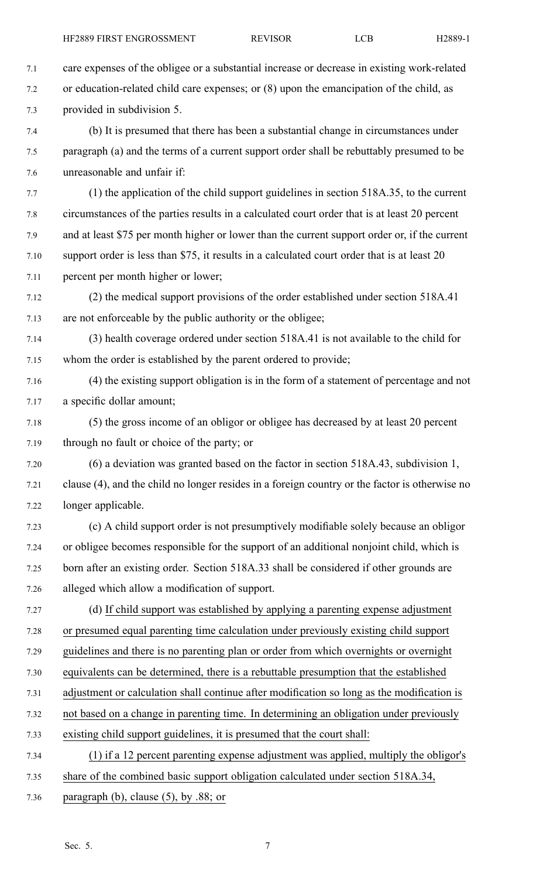care expenses of the obligee or a substantial increase or decrease in existing work-related or education-related child care expenses; or (8) upon the emancipation of the child, as provided in subdivision 5.

(b) It is presumed that there has been a substantial change in circumstances under paragraph (a) and the terms of a current support order shall be rebuttably presumed to be unreasonable and unfair if:

(1) the application of the child support guidelines in section 518A.35, to the current circumstances of the parties results in a calculated court order that is at least 20 percent and at least $75 per month higher or lower than the current support order or, if the current support order is less than $75, it results in a calculated court order that is at least 20 percent per month higher or lower;

(2) the medical support provisions of the order established under section 518A.41 are not enforceable by the public authority or the obligee;

(3) health coverage ordered under section 518A.41 is not available to the child for whom the order is established by the parent ordered to provide;

(4) the existing support obligation is in the form of a statement of percentage and not a specific dollar amount;

(5) the gross income of an obligor or obligee has decreased by at least 20 percent through no fault or choice of the party; or

(6) a deviation was granted based on the factor in section 518A.43, subdivision 1, clause (4), and the child no longer resides in a foreign country or the factor is otherwise no longer applicable.

(c) A child support order is not presumptively modifiable solely because an obligor or obligee becomes responsible for the support of an additional nonjoint child, which is born after an existing order. Section 518A.33 shall be considered if other grounds are alleged which allow a modification of support.

(d) <u>If child support was established by applying a parenting expense adjustment or presumed equal parenting time calculation under previously existing child support guidelines and there is no parenting plan or order from which overnights or overnight equivalents can be determined, there is a rebuttable presumption that the established adjustment or calculation shall continue after modification so long as the modification is not based on a change in parenting time. In determining an obligation under previously existing child support guidelines, it is presumed that the court shall:</u>

<u>(1) if a 12 percent parenting expense adjustment was applied, multiply the obligor's share of the combined basic support obligation calculated under section 518A.34, paragraph (b), clause (5), by .88; or</u>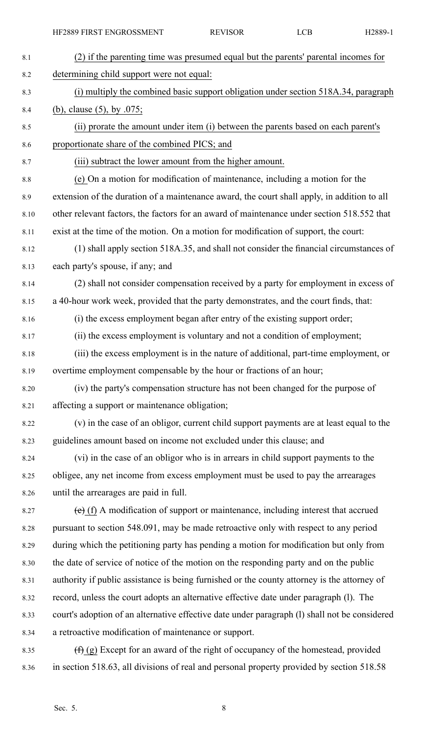(2) if the parenting time was presumed equal but the parents' parental incomes for determining child support were not equal:

(i) multiply the combined basic support obligation under section 518A.34, paragraph (b), clause (5), by .075;

(ii) prorate the amount under item (i) between the parents based on each parent's proportionate share of the combined PICS; and

(iii) subtract the lower amount from the higher amount.

(e) On a motion for modification of maintenance, including a motion for the extension of the duration of a maintenance award, the court shall apply, in addition to all other relevant factors, the factors for an award of maintenance under section 518.552 that exist at the time of the motion. On a motion for modification of support, the court:

(1) shall apply section 518A.35, and shall not consider the financial circumstances of each party's spouse, if any; and

(2) shall not consider compensation received by a party for employment in excess of a 40-hour work week, provided that the party demonstrates, and the court finds, that:

(i) the excess employment began after entry of the existing support order;

(ii) the excess employment is voluntary and not a condition of employment;

(iii) the excess employment is in the nature of additional, part-time employment, or overtime employment compensable by the hour or fractions of an hour;

(iv) the party's compensation structure has not been changed for the purpose of affecting a support or maintenance obligation;

(v) in the case of an obligor, current child support payments are at least equal to the guidelines amount based on income not excluded under this clause; and

(vi) in the case of an obligor who is in arrears in child support payments to the obligee, any net income from excess employment must be used to pay the arrearages until the arrearages are paid in full.

~~(e)~~ (f) A modification of support or maintenance, including interest that accrued pursuant to section 548.091, may be made retroactive only with respect to any period during which the petitioning party has pending a motion for modification but only from the date of service of notice of the motion on the responding party and on the public authority if public assistance is being furnished or the county attorney is the attorney of record, unless the court adopts an alternative effective date under paragraph (l). The court's adoption of an alternative effective date under paragraph (l) shall not be considered a retroactive modification of maintenance or support.

~~(f)~~ (g) Except for an award of the right of occupancy of the homestead, provided in section 518.63, all divisions of real and personal property provided by section 518.58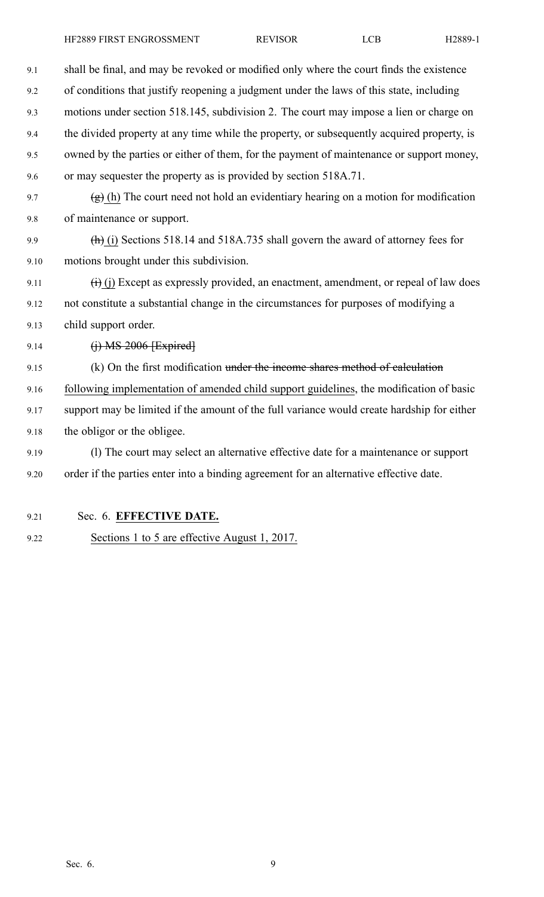shall be final, and may be revoked or modified only where the court finds the existence of conditions that justify reopening a judgment under the laws of this state, including motions under section 518.145, subdivision 2. The court may impose a lien or charge on the divided property at any time while the property, or subsequently acquired property, is owned by the parties or either of them, for the payment of maintenance or support money, or may sequester the property as is provided by section 518A.71.

~~(g)~~ (h) The court need not hold an evidentiary hearing on a motion for modification of maintenance or support.

~~(h)~~ (i) Sections 518.14 and 518A.735 shall govern the award of attorney fees for motions brought under this subdivision.

~~(i)~~ (j) Except as expressly provided, an enactment, amendment, or repeal of law does not constitute a substantial change in the circumstances for purposes of modifying a child support order.

~~(j) MS 2006 [Expired]~~

(k) On the first modification ~~under the income shares method of calculation~~ following implementation of amended child support guidelines, the modification of basic support may be limited if the amount of the full variance would create hardship for either the obligor or the obligee.

(l) The court may select an alternative effective date for a maintenance or support order if the parties enter into a binding agreement for an alternative effective date.

Sec. 6. **EFFECTIVE DATE.**

Sections 1 to 5 are effective August 1, 2017.